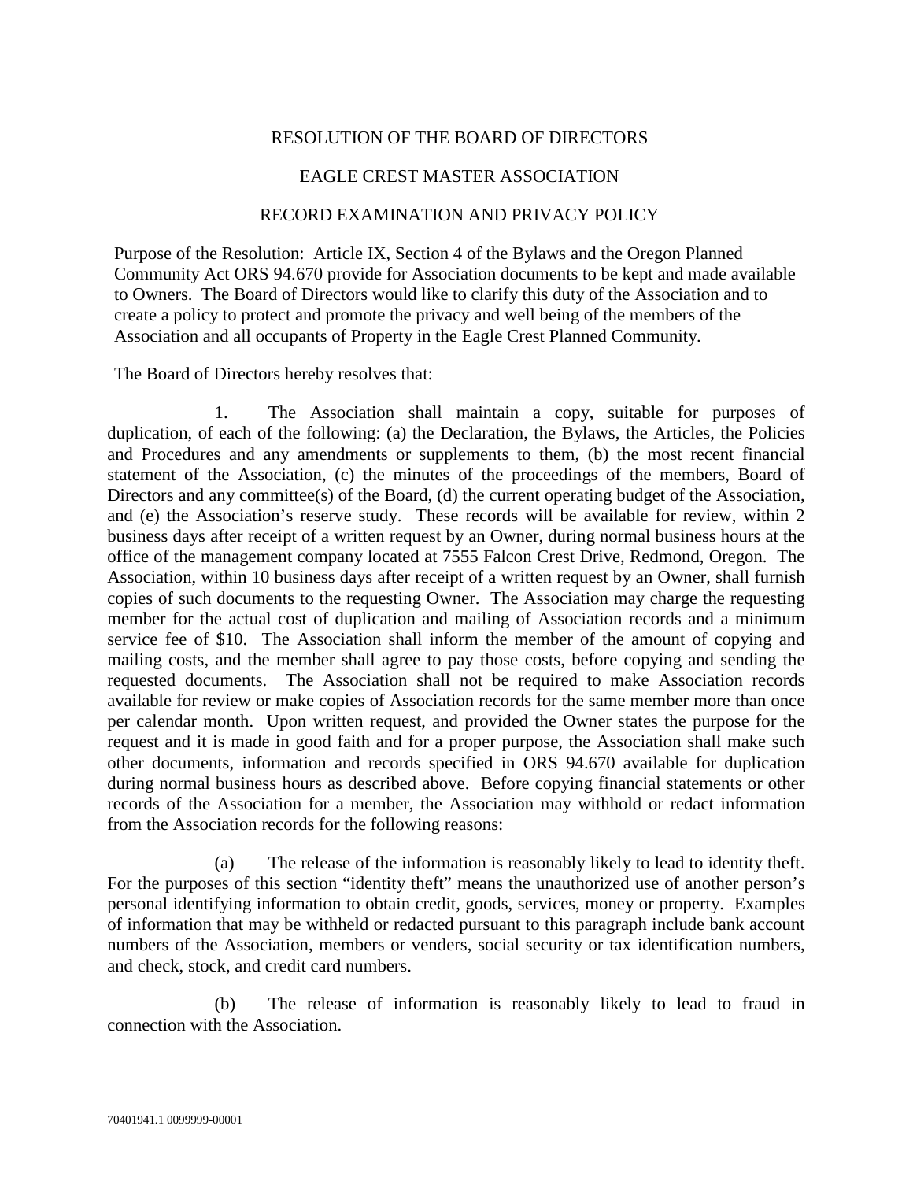# RESOLUTION OF THE BOARD OF DIRECTORS

## EAGLE CREST MASTER ASSOCIATION

## RECORD EXAMINATION AND PRIVACY POLICY

Purpose of the Resolution: Article IX, Section 4 of the Bylaws and the Oregon Planned Community Act ORS 94.670 provide for Association documents to be kept and made available to Owners. The Board of Directors would like to clarify this duty of the Association and to create a policy to protect and promote the privacy and well being of the members of the Association and all occupants of Property in the Eagle Crest Planned Community.

The Board of Directors hereby resolves that:

1. The Association shall maintain a copy, suitable for purposes of duplication, of each of the following: (a) the Declaration, the Bylaws, the Articles, the Policies and Procedures and any amendments or supplements to them, (b) the most recent financial statement of the Association, (c) the minutes of the proceedings of the members, Board of Directors and any committee(s) of the Board, (d) the current operating budget of the Association, and (e) the Association's reserve study. These records will be available for review, within 2 business days after receipt of a written request by an Owner, during normal business hours at the office of the management company located at 7555 Falcon Crest Drive, Redmond, Oregon. The Association, within 10 business days after receipt of a written request by an Owner, shall furnish copies of such documents to the requesting Owner. The Association may charge the requesting member for the actual cost of duplication and mailing of Association records and a minimum service fee of $10. The Association shall inform the member of the amount of copying and mailing costs, and the member shall agree to pay those costs, before copying and sending the requested documents. The Association shall not be required to make Association records available for review or make copies of Association records for the same member more than once per calendar month. Upon written request, and provided the Owner states the purpose for the request and it is made in good faith and for a proper purpose, the Association shall make such other documents, information and records specified in ORS 94.670 available for duplication during normal business hours as described above. Before copying financial statements or other records of the Association for a member, the Association may withhold or redact information from the Association records for the following reasons:

   (a) The release of the information is reasonably likely to lead to identity theft. For the purposes of this section "identity theft" means the unauthorized use of another person's personal identifying information to obtain credit, goods, services, money or property. Examples of information that may be withheld or redacted pursuant to this paragraph include bank account numbers of the Association, members or venders, social security or tax identification numbers, and check, stock, and credit card numbers.

   (b) The release of information is reasonably likely to lead to fraud in connection with the Association.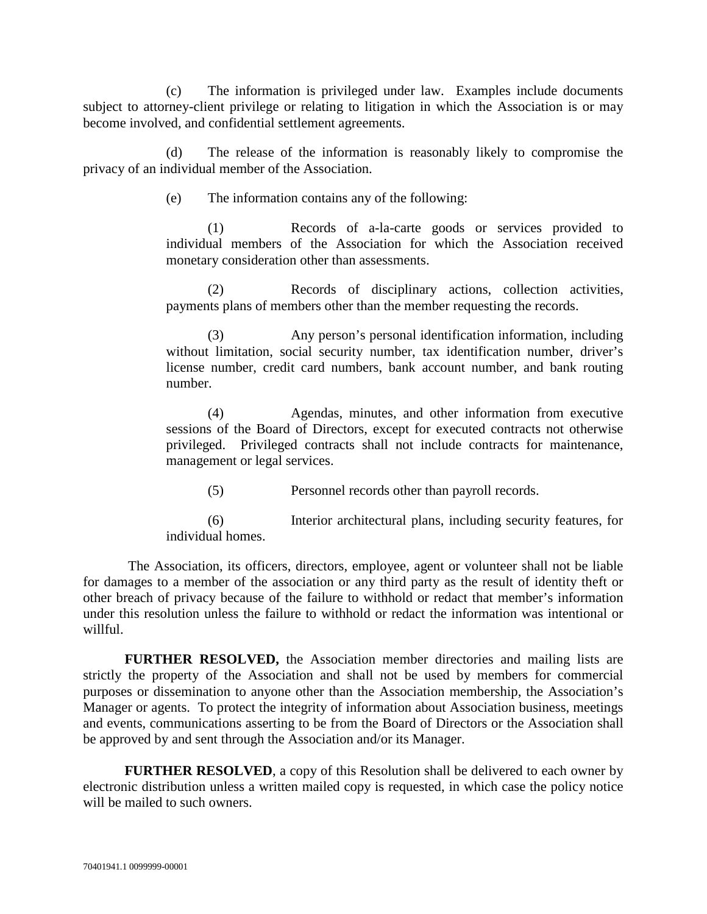(c) The information is privileged under law. Examples include documents subject to attorney-client privilege or relating to litigation in which the Association is or may become involved, and confidential settlement agreements.

(d) The release of the information is reasonably likely to compromise the privacy of an individual member of the Association.

(e) The information contains any of the following:

(1) Records of a-la-carte goods or services provided to individual members of the Association for which the Association received monetary consideration other than assessments.

(2) Records of disciplinary actions, collection activities, payments plans of members other than the member requesting the records.

(3) Any person's personal identification information, including without limitation, social security number, tax identification number, driver's license number, credit card numbers, bank account number, and bank routing number.

(4) Agendas, minutes, and other information from executive sessions of the Board of Directors, except for executed contracts not otherwise privileged. Privileged contracts shall not include contracts for maintenance, management or legal services.

(5) Personnel records other than payroll records.

(6) Interior architectural plans, including security features, for individual homes.

The Association, its officers, directors, employee, agent or volunteer shall not be liable for damages to a member of the association or any third party as the result of identity theft or other breach of privacy because of the failure to withhold or redact that member's information under this resolution unless the failure to withhold or redact the information was intentional or willful.

**FURTHER RESOLVED,** the Association member directories and mailing lists are strictly the property of the Association and shall not be used by members for commercial purposes or dissemination to anyone other than the Association membership, the Association's Manager or agents. To protect the integrity of information about Association business, meetings and events, communications asserting to be from the Board of Directors or the Association shall be approved by and sent through the Association and/or its Manager.

**FURTHER RESOLVED**, a copy of this Resolution shall be delivered to each owner by electronic distribution unless a written mailed copy is requested, in which case the policy notice will be mailed to such owners.

70401941.1 0099999-00001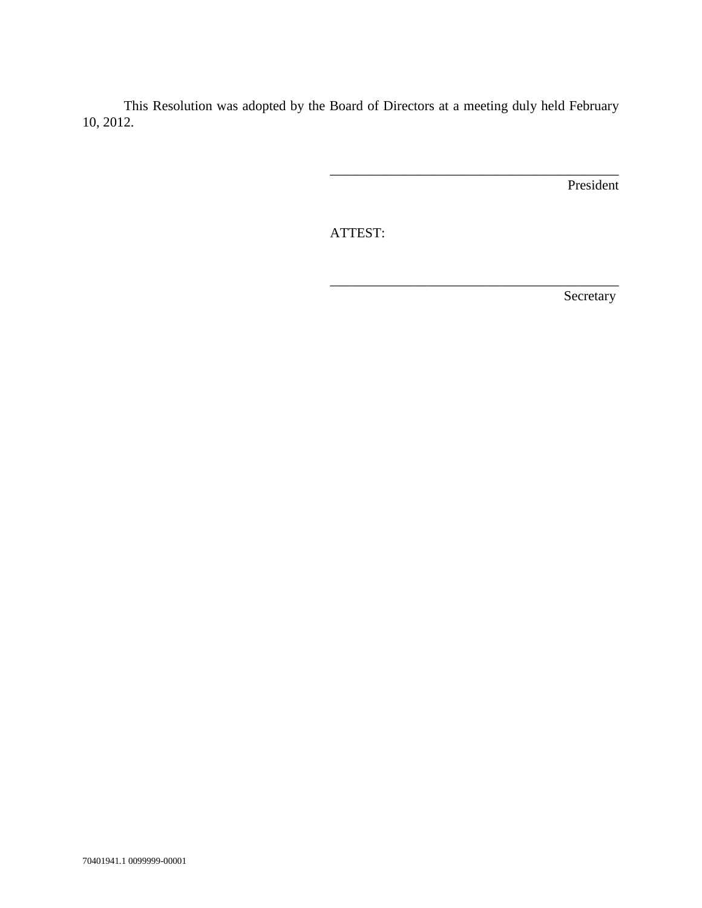This Resolution was adopted by the Board of Directors at a meeting duly held February 10, 2012.

\_\_\_\_\_\_\_\_\_\_\_\_\_\_\_\_\_\_\_\_\_\_\_\_\_\_\_\_\_\_\_\_\_\_\_\_\_\_\_\_\_\_

President

ATTEST:

\_\_\_\_\_\_\_\_\_\_\_\_\_\_\_\_\_\_\_\_\_\_\_\_\_\_\_\_\_\_\_\_\_\_\_\_\_\_\_\_\_\_

Secretary

70401941.1 0099999-00001